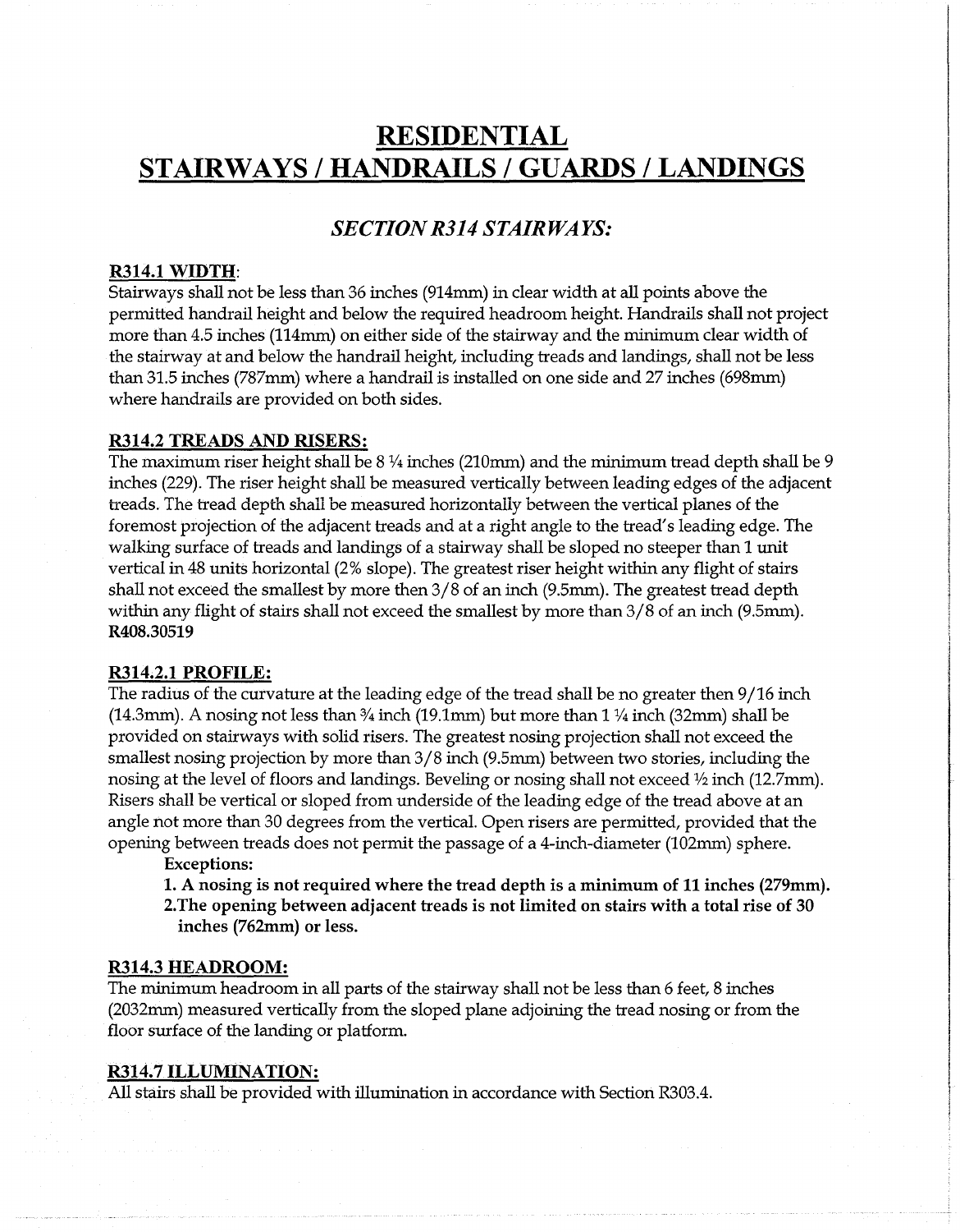# RESIDENTIAL STAIRWAYS / HANDRAILS / GUARDS / LANDINGS

## *SECTION R314 STAIRWAYS:*

### R314.1 WIDTH:

Stairways shall not be less than 36 inches (914mm) in clear width at all points above the permitted handrail height and below the required headroom height. Handrails shall not project more than 4.5 inches (114mm) on either side of the stairway and the minimum clear width of the stairway at and below the handrail height, including treads and landings, shall not be less than 31.5 inches (787mm) where a handrail is installed on one side and 27 inches (698mm) where handrails are provided on both sides.

### R314.2 TREADS AND RISERS:

The maximum riser height shall be 8 ¼ inches (210mm) and the minimum tread depth shall be 9 inches (229). The riser height shall be measured vertically between leading edges of the adjacent treads. The tread depth shall be measured horizontally between the vertical planes of the foremost projection of the adjacent treads and at a right angle to the tread's leading edge. The walking surface of treads and landings of a stairway shall be sloped no steeper than 1 unit vertical in 48 units horizontal (2% slope). The greatest riser height within any flight of stairs shall not exceed the smallest by more then 3/8 of an inch (9.5mm). The greatest tread depth within any flight of stairs shall not exceed the smallest by more than 3/8 of an inch (9.5mm). **R408.30519**

### R314.2.1 PROFILE:

The radius of the curvature at the leading edge of the tread shall be no greater then 9/16 inch (14.3mm). A nosing not less than ¾ inch (19.1mm) but more than 1 ¼ inch (32mm) shall be provided on stairways with solid risers. The greatest nosing projection shall not exceed the smallest nosing projection by more than 3/8 inch (9.5mm) between two stories, including the nosing at the level of floors and landings. Beveling or nosing shall not exceed ½ inch (12.7mm). Risers shall be vertical or sloped from underside of the leading edge of the tread above at an angle not more than 30 degrees from the vertical. Open risers are permitted, provided that the opening between treads does not permit the passage of a 4-inch-diameter (102mm) sphere.

**Exceptions:**

1. **A nosing is not required where the tread depth is a minimum of 11 inches (279mm).**
2. **The opening between adjacent treads is not limited on stairs with a total rise of 30 inches (762mm) or less.**

### R314.3 HEADROOM:

The minimum headroom in all parts of the stairway shall not be less than 6 feet, 8 inches (2032mm) measured vertically from the sloped plane adjoining the tread nosing or from the floor surface of the landing or platform.

### R314.7 ILLUMINATION:

All stairs shall be provided with illumination in accordance with Section R303.4.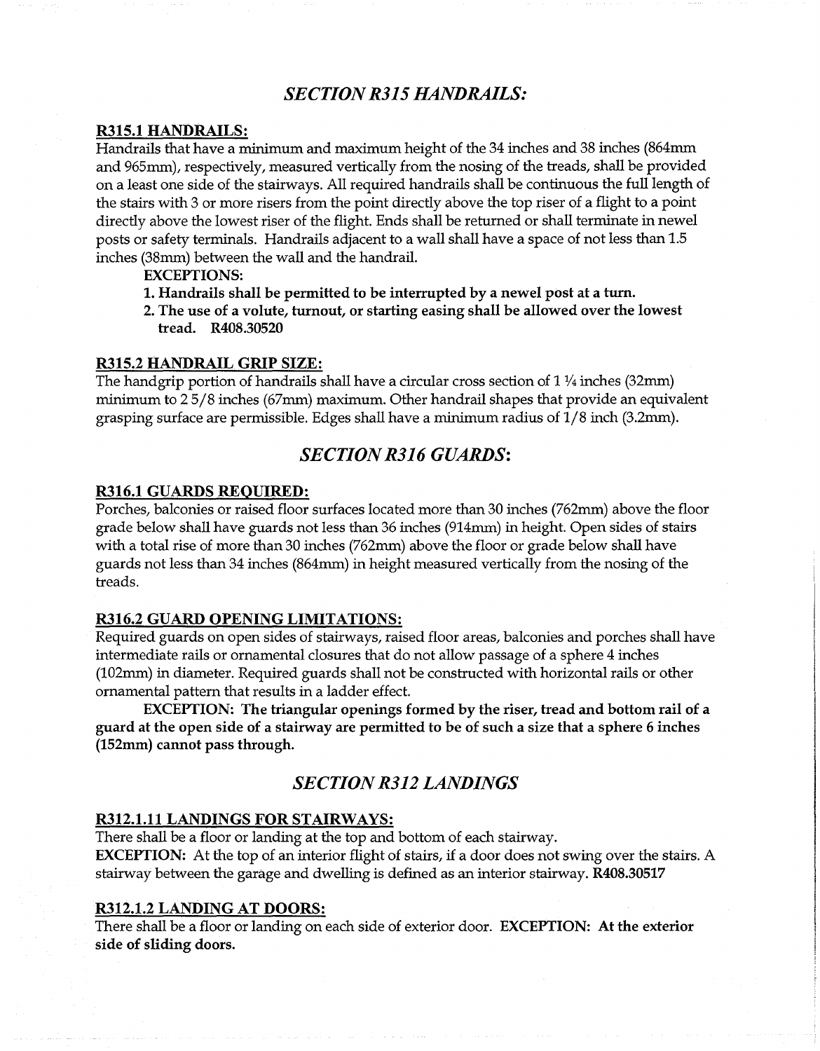## *SECTION R315 HANDRAILS:*

**R315.1 HANDRAILS:**

Handrails that have a minimum and maximum height of the 34 inches and 38 inches (864mm and 965mm), respectively, measured vertically from the nosing of the treads, shall be provided on a least one side of the stairways. All required handrails shall be continuous the full length of the stairs with 3 or more risers from the point directly above the top riser of a flight to a point directly above the lowest riser of the flight. Ends shall be returned or shall terminate in newel posts or safety terminals. Handrails adjacent to a wall shall have a space of not less than 1.5 inches (38mm) between the wall and the handrail.

**EXCEPTIONS:**

1. **Handrails shall be permitted to be interrupted by a newel post at a turn.**
2. **The use of a volute, turnout, or starting easing shall be allowed over the lowest tread. R408.30520**

**R315.2 HANDRAIL GRIP SIZE:**

The handgrip portion of handrails shall have a circular cross section of 1 ¼ inches (32mm) minimum to 2 5/8 inches (67mm) maximum. Other handrail shapes that provide an equivalent grasping surface are permissible. Edges shall have a minimum radius of 1/8 inch (3.2mm).

## *SECTION R316 GUARDS:*

**R316.1 GUARDS REQUIRED:**

Porches, balconies or raised floor surfaces located more than 30 inches (762mm) above the floor grade below shall have guards not less than 36 inches (914mm) in height. Open sides of stairs with a total rise of more than 30 inches (762mm) above the floor or grade below shall have guards not less than 34 inches (864mm) in height measured vertically from the nosing of the treads.

**R316.2 GUARD OPENING LIMITATIONS:**

Required guards on open sides of stairways, raised floor areas, balconies and porches shall have intermediate rails or ornamental closures that do not allow passage of a sphere 4 inches (102mm) in diameter. Required guards shall not be constructed with horizontal rails or other ornamental pattern that results in a ladder effect.

**EXCEPTION: The triangular openings formed by the riser, tread and bottom rail of a guard at the open side of a stairway are permitted to be of such a size that a sphere 6 inches (152mm) cannot pass through.**

## *SECTION R312 LANDINGS*

**R312.1.11 LANDINGS FOR STAIRWAYS:**

There shall be a floor or landing at the top and bottom of each stairway.

**EXCEPTION:** At the top of an interior flight of stairs, if a door does not swing over the stairs. A stairway between the garage and dwelling is defined as an interior stairway. **R408.30517**

**R312.1.2 LANDING AT DOORS:**

There shall be a floor or landing on each side of exterior door. **EXCEPTION: At the exterior side of sliding doors.**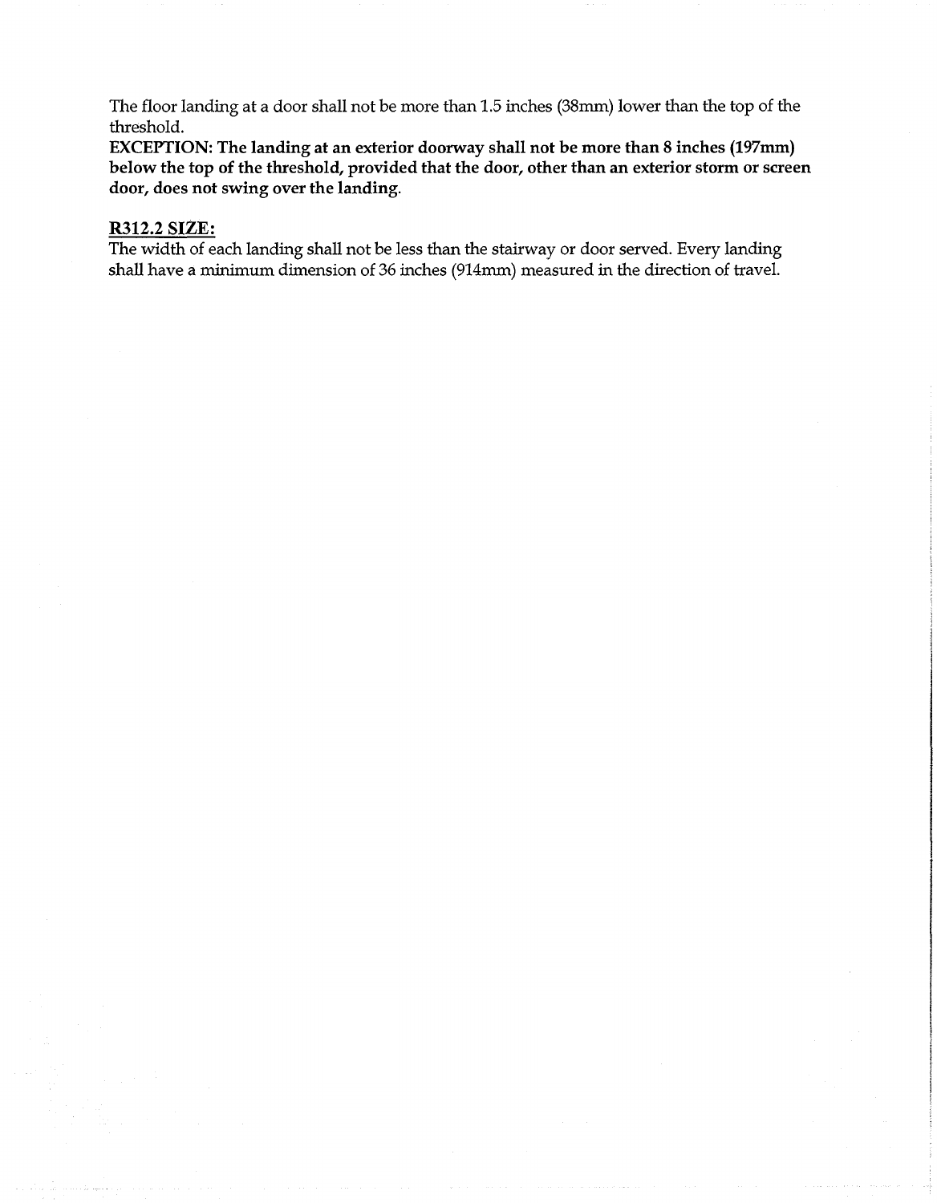The floor landing at a door shall not be more than 1.5 inches (38mm) lower than the top of the threshold.

**EXCEPTION: The landing at an exterior doorway shall not be more than 8 inches (197mm) below the top of the threshold, provided that the door, other than an exterior storm or screen door, does not swing over the landing.**

## R312.2 SIZE:

The width of each landing shall not be less than the stairway or door served. Every landing shall have a minimum dimension of 36 inches (914mm) measured in the direction of travel.